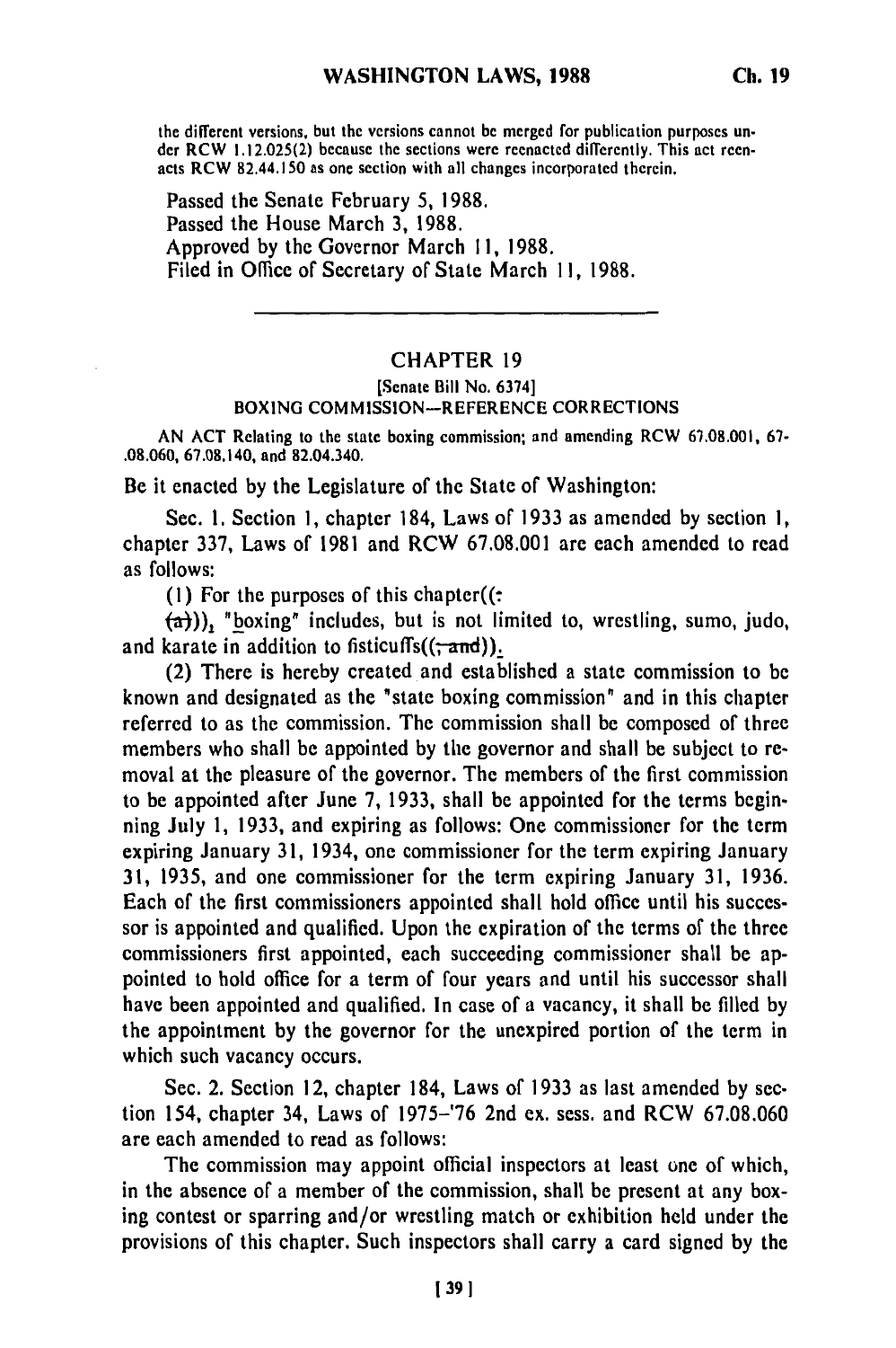the different versions, but the versions cannot be merged for publication purposes under RCW 1.12.025(2) because the sections were reenacted differently. This act reenacts RCW 82.44.150 as one section with all changes incorporated therein.

Passed the Senate February 5, 1988.
Passed the House March 3, 1988.
Approved by the Governor March 11, 1988.
Filed in Office of Secretary of State March 11, 1988.

---

## CHAPTER 19

[Senate Bill No. 6374]

BOXING COMMISSION—REFERENCE CORRECTIONS

AN ACT Relating to the state boxing commission; and amending RCW 67.08.001, 67.08.060, 67.08.140, and 82.04.340.

Be it enacted by the Legislature of the State of Washington:

Sec. 1. Section 1, chapter 184, Laws of 1933 as amended by section 1, chapter 337, Laws of 1981 and RCW 67.08.001 are each amended to read as follows:

(1) For the purposes of this chapter((:

(a))), "boxing" includes, but is not limited to, wrestling, sumo, judo, and karate in addition to fisticuffs((; and)).

(2) There is hereby created and established a state commission to be known and designated as the "state boxing commission" and in this chapter referred to as the commission. The commission shall be composed of three members who shall be appointed by the governor and shall be subject to removal at the pleasure of the governor. The members of the first commission to be appointed after June 7, 1933, shall be appointed for the terms beginning July 1, 1933, and expiring as follows: One commissioner for the term expiring January 31, 1934, one commissioner for the term expiring January 31, 1935, and one commissioner for the term expiring January 31, 1936. Each of the first commissioners appointed shall hold office until his successor is appointed and qualified. Upon the expiration of the terms of the three commissioners first appointed, each succeeding commissioner shall be appointed to hold office for a term of four years and until his successor shall have been appointed and qualified. In case of a vacancy, it shall be filled by the appointment by the governor for the unexpired portion of the term in which such vacancy occurs.

Sec. 2. Section 12, chapter 184, Laws of 1933 as last amended by section 154, chapter 34, Laws of 1975–'76 2nd ex. sess. and RCW 67.08.060 are each amended to read as follows:

The commission may appoint official inspectors at least one of which, in the absence of a member of the commission, shall be present at any boxing contest or sparring and/or wrestling match or exhibition held under the provisions of this chapter. Such inspectors shall carry a card signed by the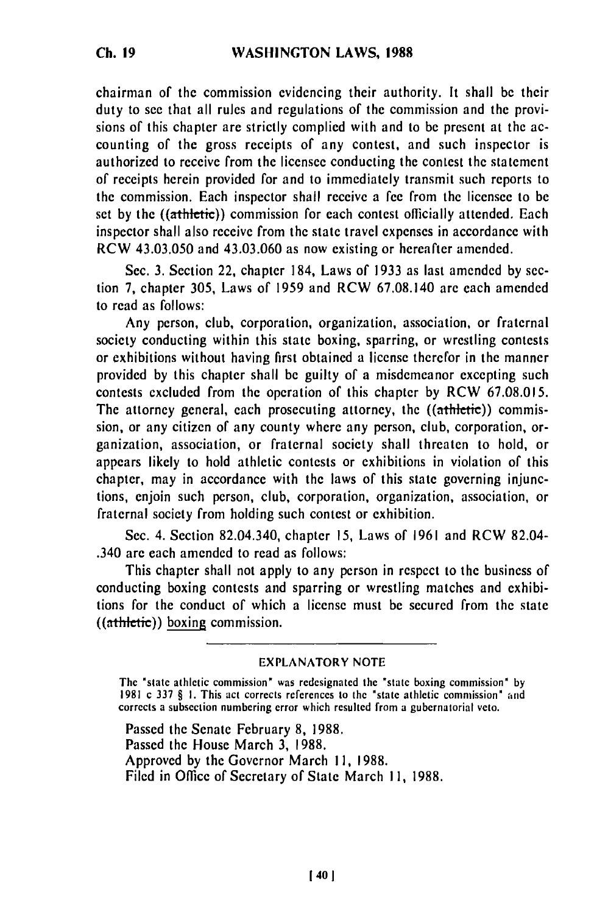chairman of the commission evidencing their authority. It shall be their duty to see that all rules and regulations of the commission and the provisions of this chapter are strictly complied with and to be present at the accounting of the gross receipts of any contest, and such inspector is authorized to receive from the licensee conducting the contest the statement of receipts herein provided for and to immediately transmit such reports to the commission. Each inspector shall receive a fee from the licensee to be set by the ((~~athletic~~)) commission for each contest officially attended. Each inspector shall also receive from the state travel expenses in accordance with RCW 43.03.050 and 43.03.060 as now existing or hereafter amended.

Sec. 3. Section 22, chapter 184, Laws of 1933 as last amended by section 7, chapter 305, Laws of 1959 and RCW 67.08.140 are each amended to read as follows:

Any person, club, corporation, organization, association, or fraternal society conducting within this state boxing, sparring, or wrestling contests or exhibitions without having first obtained a license therefor in the manner provided by this chapter shall be guilty of a misdemeanor excepting such contests excluded from the operation of this chapter by RCW 67.08.015. The attorney general, each prosecuting attorney, the ((~~athletic~~)) commission, or any citizen of any county where any person, club, corporation, organization, association, or fraternal society shall threaten to hold, or appears likely to hold athletic contests or exhibitions in violation of this chapter, may in accordance with the laws of this state governing injunctions, enjoin such person, club, corporation, organization, association, or fraternal society from holding such contest or exhibition.

Sec. 4. Section 82.04.340, chapter 15, Laws of 1961 and RCW 82.04-.340 are each amended to read as follows:

This chapter shall not apply to any person in respect to the business of conducting boxing contests and sparring or wrestling matches and exhibitions for the conduct of which a license must be secured from the state ((~~athletic~~)) <u>boxing</u> commission.

---

EXPLANATORY NOTE

The "state athletic commission" was redesignated the "state boxing commission" by 1981 c 337 § 1. This act corrects references to the "state athletic commission" and corrects a subsection numbering error which resulted from a gubernatorial veto.

Passed the Senate February 8, 1988.
Passed the House March 3, 1988.
Approved by the Governor March 11, 1988.
Filed in Office of Secretary of State March 11, 1988.